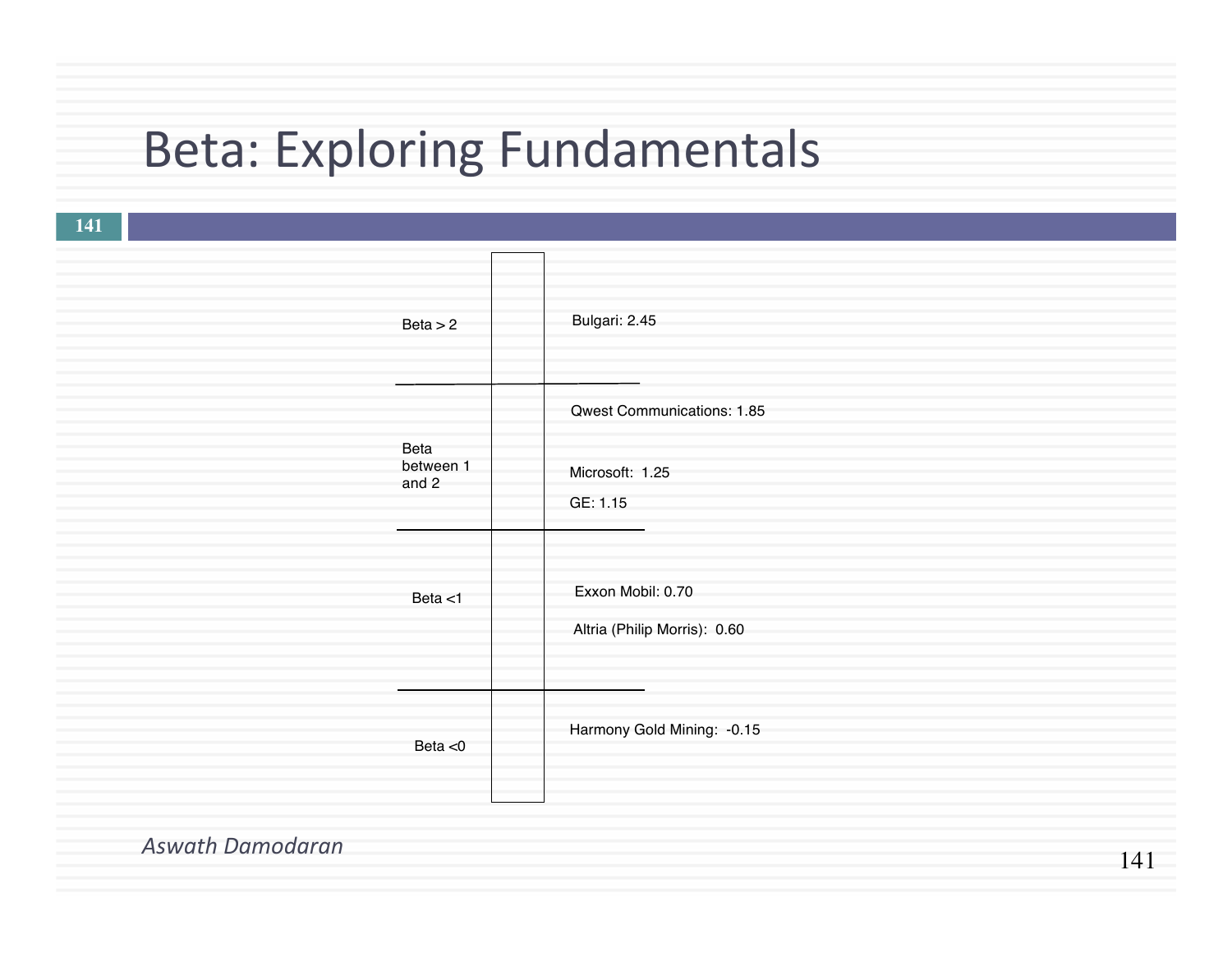# Beta: Exploring Fundamentals

| Beta range | Companies |
| --- | --- |
| Beta > 2 | Bulgari: 2.45 |
| Beta between 1 and 2 | Qwest Communications: 1.85<br>Microsoft: 1.25<br>GE: 1.15 |
| Beta <1 | Exxon Mobil: 0.70<br>Altria (Philip Morris): 0.60 |
| Beta <0 | Harmony Gold Mining: -0.15 |

*Aswath Damodaran*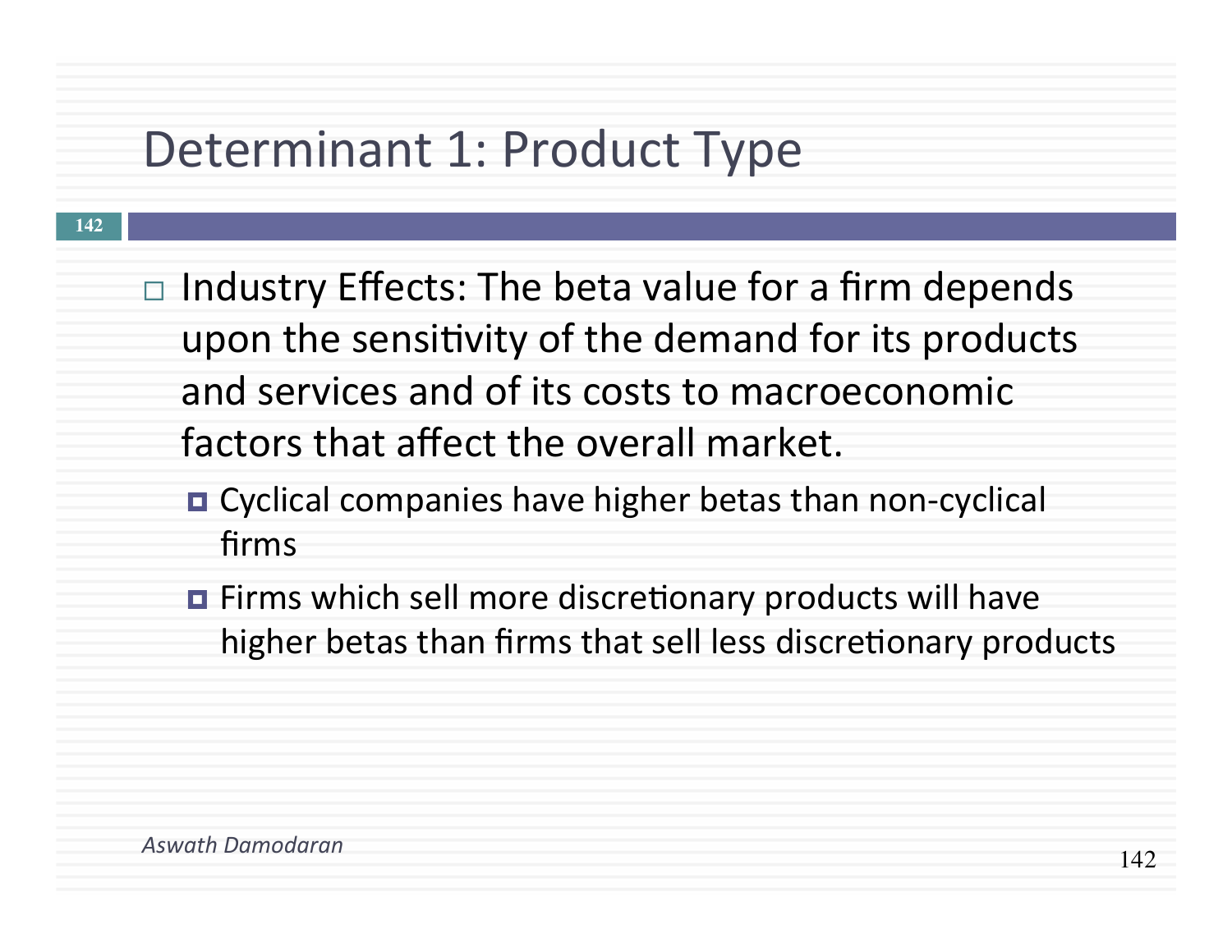# Determinant 1: Product Type

- Industry Effects: The beta value for a firm depends upon the sensitivity of the demand for its products and services and of its costs to macroeconomic factors that affect the overall market.
  - Cyclical companies have higher betas than non-cyclical firms
  - Firms which sell more discretionary products will have higher betas than firms that sell less discretionary products

*Aswath Damodaran*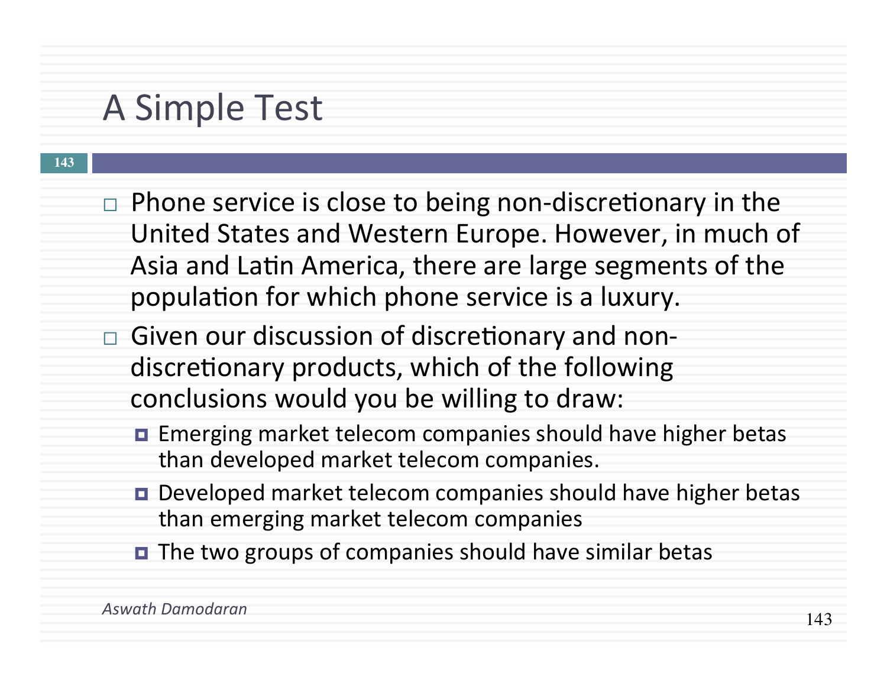# A Simple Test

- Phone service is close to being non-discretionary in the United States and Western Europe. However, in much of Asia and Latin America, there are large segments of the population for which phone service is a luxury.
- Given our discussion of discretionary and non-discretionary products, which of the following conclusions would you be willing to draw:
  - Emerging market telecom companies should have higher betas than developed market telecom companies.
  - Developed market telecom companies should have higher betas than emerging market telecom companies
  - The two groups of companies should have similar betas

*Aswath Damodaran*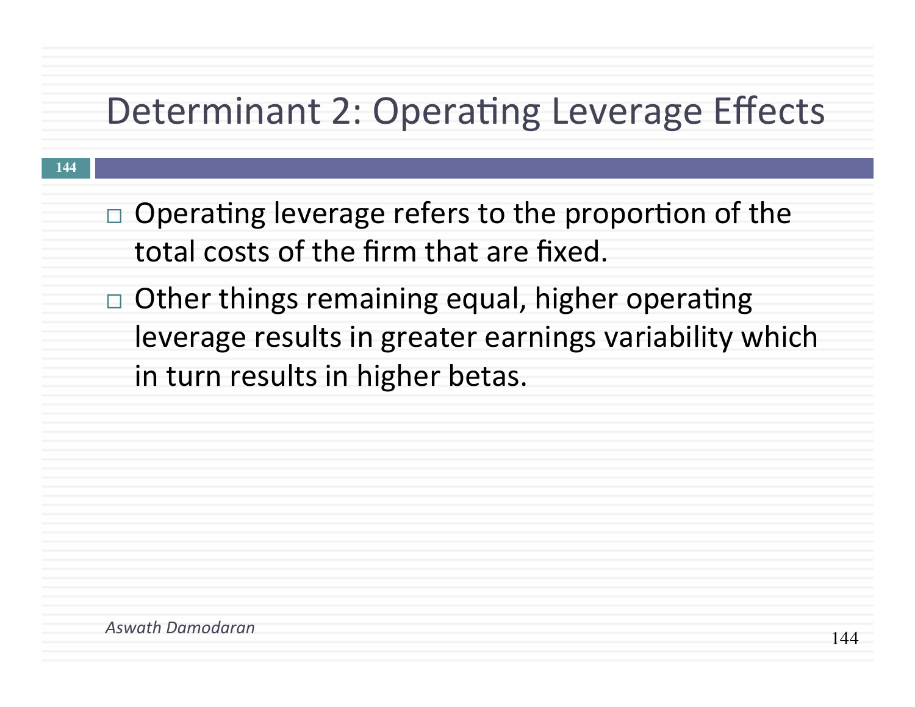# Determinant 2: Operating Leverage Effects

- Operating leverage refers to the proportion of the total costs of the firm that are fixed.
- Other things remaining equal, higher operating leverage results in greater earnings variability which in turn results in higher betas.

*Aswath Damodaran*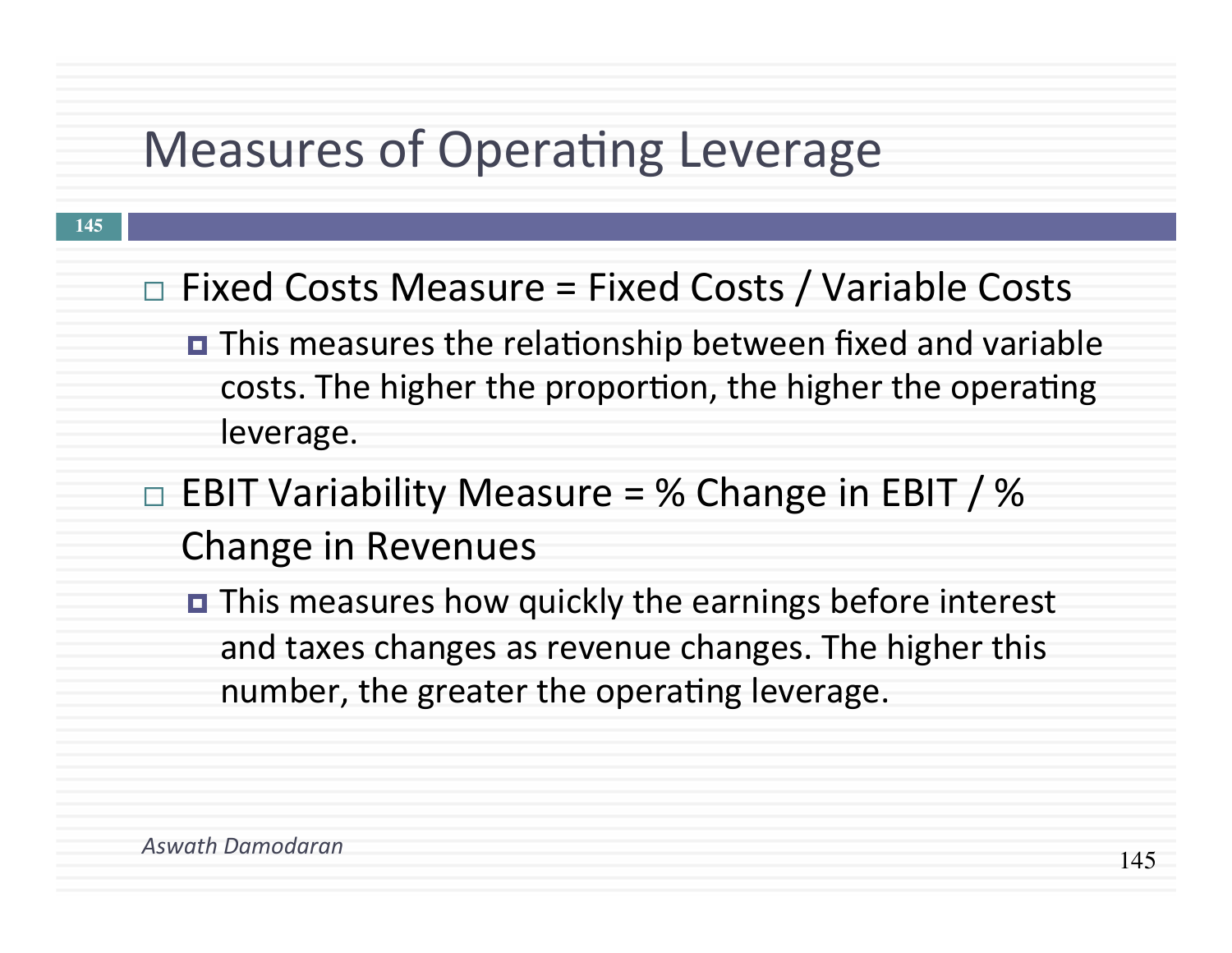# Measures of Operating Leverage

- Fixed Costs Measure = Fixed Costs / Variable Costs
  - This measures the relationship between fixed and variable costs. The higher the proportion, the higher the operating leverage.
- EBIT Variability Measure = % Change in EBIT / % Change in Revenues
  - This measures how quickly the earnings before interest and taxes changes as revenue changes. The higher this number, the greater the operating leverage.

*Aswath Damodaran*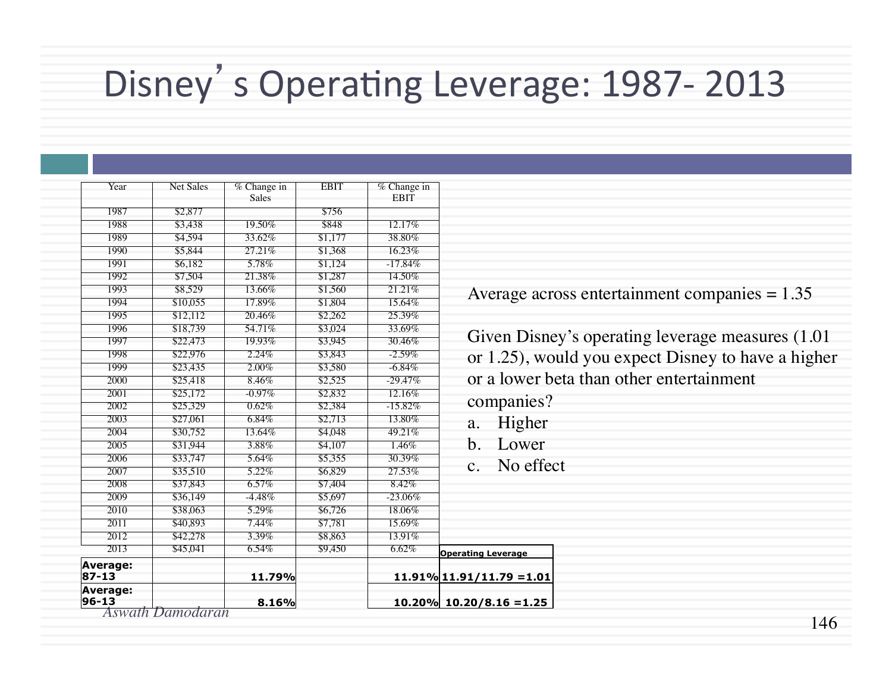# Disney's Operating Leverage: 1987- 2013

| Year | Net Sales | % Change in Sales | EBIT | % Change in EBIT | Operating Leverage |
|---|---|---|---|---|---|
| 1987 | $2,877 | | $756 | | |
| 1988 | $3,438 | 19.50% | $848 | 12.17% | |
| 1989 | $4,594 | 33.62% | $1,177 | 38.80% | |
| 1990 | $5,844 | 27.21% | $1,368 | 16.23% | |
| 1991 | $6,182 | 5.78% | $1,124 | -17.84% | |
| 1992 | $7,504 | 21.38% | $1,287 | 14.50% | |
| 1993 | $8,529 | 13.66% | $1,560 | 21.21% | |
| 1994 | $10,055 | 17.89% | $1,804 | 15.64% | |
| 1995 | $12,112 | 20.46% | $2,262 | 25.39% | |
| 1996 | $18,739 | 54.71% | $3,024 | 33.69% | |
| 1997 | $22,473 | 19.93% | $3,945 | 30.46% | |
| 1998 | $22,976 | 2.24% | $3,843 | -2.59% | |
| 1999 | $23,435 | 2.00% | $3,580 | -6.84% | |
| 2000 | $25,418 | 8.46% | $2,525 | -29.47% | |
| 2001 | $25,172 | -0.97% | $2,832 | 12.16% | |
| 2002 | $25,329 | 0.62% | $2,384 | -15.82% | |
| 2003 | $27,061 | 6.84% | $2,713 | 13.80% | |
| 2004 | $30,752 | 13.64% | $4,048 | 49.21% | |
| 2005 | $31,944 | 3.88% | $4,107 | 1.46% | |
| 2006 | $33,747 | 5.64% | $5,355 | 30.39% | |
| 2007 | $35,510 | 5.22% | $6,829 | 27.53% | |
| 2008 | $37,843 | 6.57% | $7,404 | 8.42% | |
| 2009 | $36,149 | -4.48% | $5,697 | -23.06% | |
| 2010 | $38,063 | 5.29% | $6,726 | 18.06% | |
| 2011 | $40,893 | 7.44% | $7,781 | 15.69% | |
| 2012 | $42,278 | 3.39% | $8,863 | 13.91% | |
| 2013 | $45,041 | 6.54% | $9,450 | 6.62% | |
| **Average: 87-13** | | **11.79%** | | **11.91%** | **11.91/11.79 =1.01** |
| **Average: 96-13** | | **8.16%** | | **10.20%** | **10.20/8.16 =1.25** |

Average across entertainment companies = 1.35

Given Disney's operating leverage measures (1.01 or 1.25), would you expect Disney to have a higher or a lower beta than other entertainment companies?

a. Higher
b. Lower
c. No effect

*Aswath Damodaran*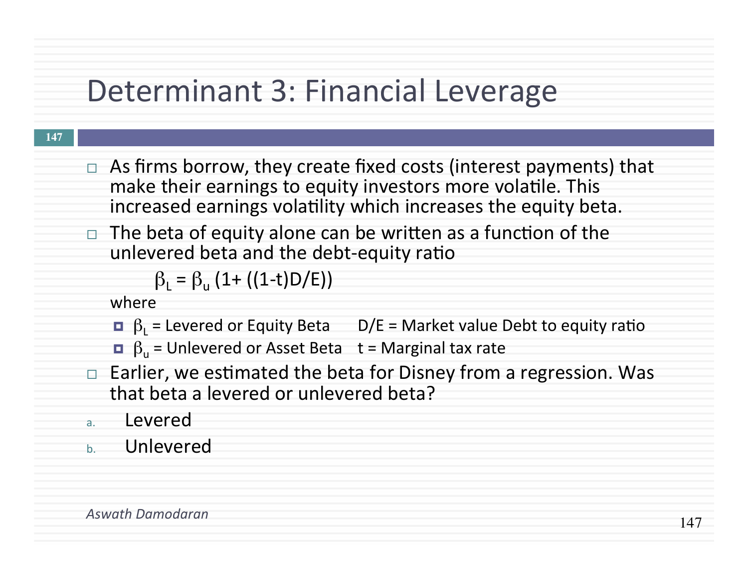# Determinant 3: Financial Leverage

- As firms borrow, they create fixed costs (interest payments) that make their earnings to equity investors more volatile. This increased earnings volatility which increases the equity beta.
- The beta of equity alone can be written as a function of the unlevered beta and the debt-equity ratio

$$\beta_L = \beta_u \,(1 + ((1-t)D/E))$$

  where

  - $\beta_L$ = Levered or Equity Beta     D/E = Market value Debt to equity ratio
  - $\beta_u$ = Unlevered or Asset Beta     t = Marginal tax rate

- Earlier, we estimated the beta for Disney from a regression. Was that beta a levered or unlevered beta?

a. Levered

b. Unlevered

*Aswath Damodaran*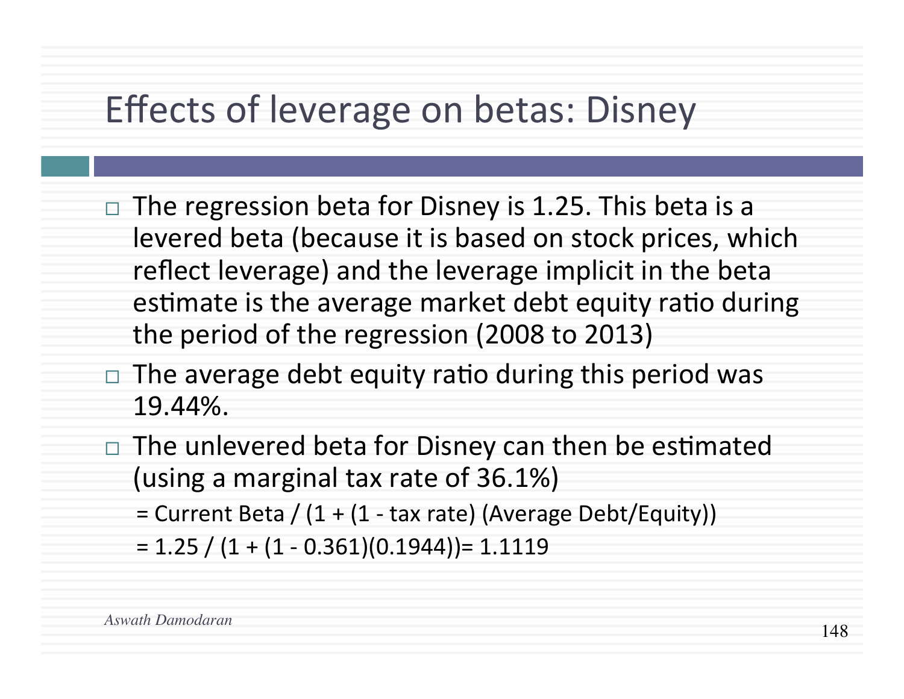# Effects of leverage on betas: Disney

- The regression beta for Disney is 1.25. This beta is a levered beta (because it is based on stock prices, which reflect leverage) and the leverage implicit in the beta estimate is the average market debt equity ratio during the period of the regression (2008 to 2013)
- The average debt equity ratio during this period was 19.44%.
- The unlevered beta for Disney can then be estimated (using a marginal tax rate of 36.1%)

  = Current Beta / (1 + (1 - tax rate) (Average Debt/Equity))

  = 1.25 / (1 + (1 - 0.361)(0.1944))= 1.1119

*Aswath Damodaran*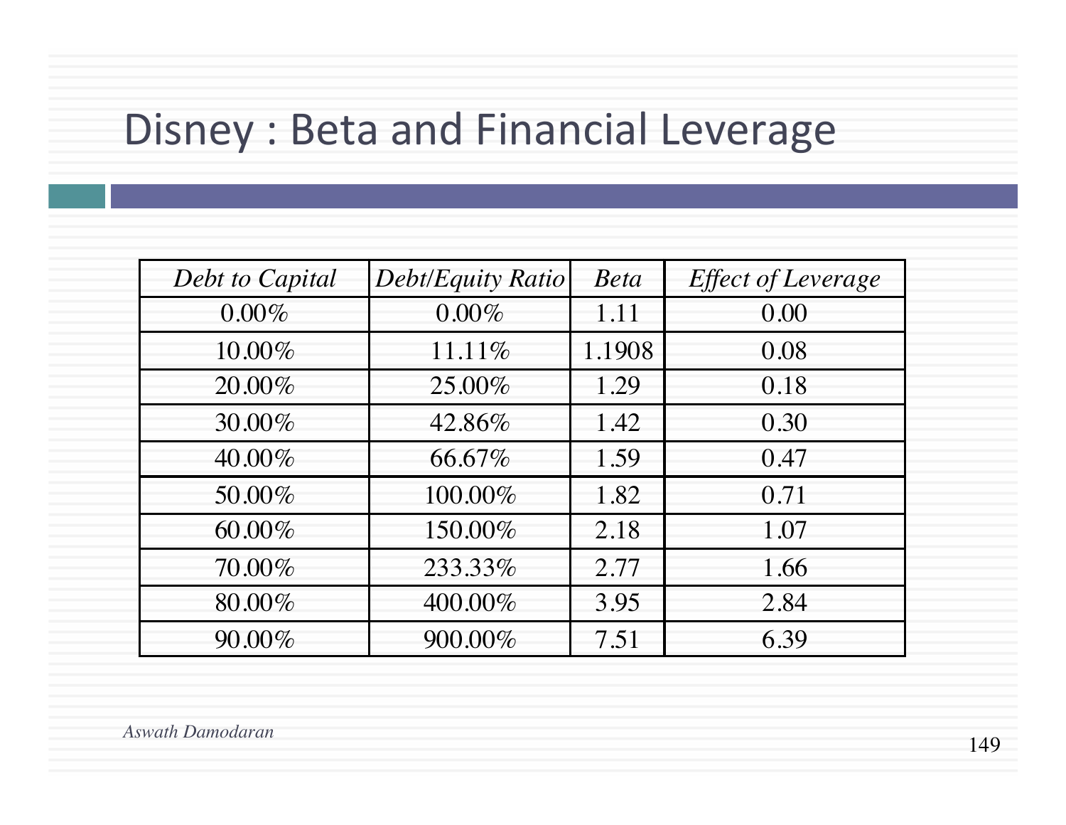# Disney : Beta and Financial Leverage

| *Debt to Capital* | *Debt/Equity Ratio* | *Beta* | *Effect of Leverage* |
|---|---|---|---|
| 0.00% | 0.00% | 1.11 | 0.00 |
| 10.00% | 11.11% | 1.1908 | 0.08 |
| 20.00% | 25.00% | 1.29 | 0.18 |
| 30.00% | 42.86% | 1.42 | 0.30 |
| 40.00% | 66.67% | 1.59 | 0.47 |
| 50.00% | 100.00% | 1.82 | 0.71 |
| 60.00% | 150.00% | 2.18 | 1.07 |
| 70.00% | 233.33% | 2.77 | 1.66 |
| 80.00% | 400.00% | 3.95 | 2.84 |
| 90.00% | 900.00% | 7.51 | 6.39 |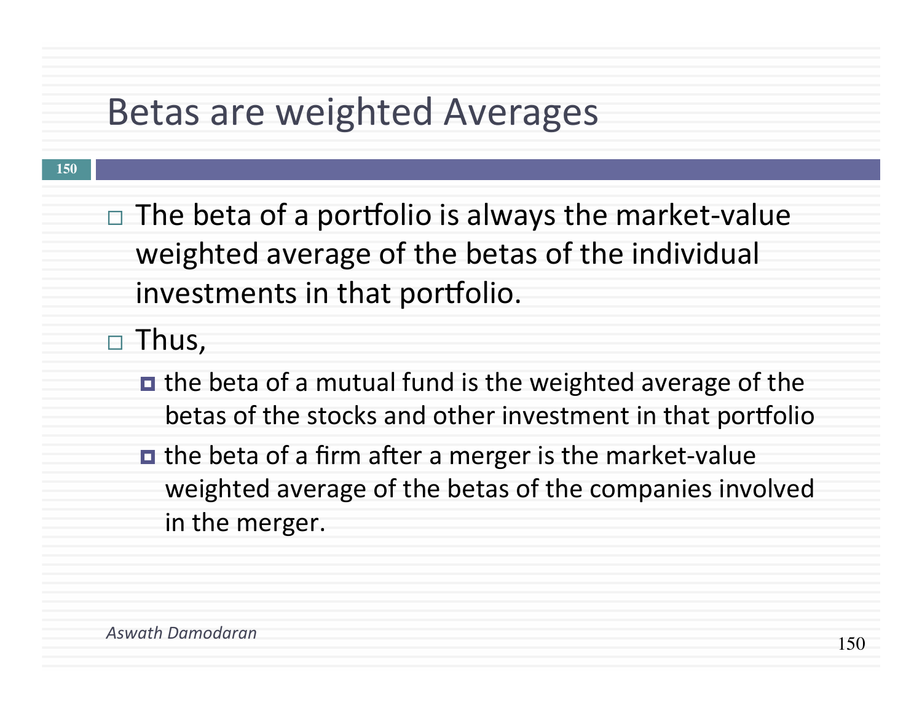# Betas are weighted Averages

- The beta of a portfolio is always the market-value weighted average of the betas of the individual investments in that portfolio.
- Thus,
  - the beta of a mutual fund is the weighted average of the betas of the stocks and other investment in that portfolio
  - the beta of a firm after a merger is the market-value weighted average of the betas of the companies involved in the merger.

*Aswath Damodaran*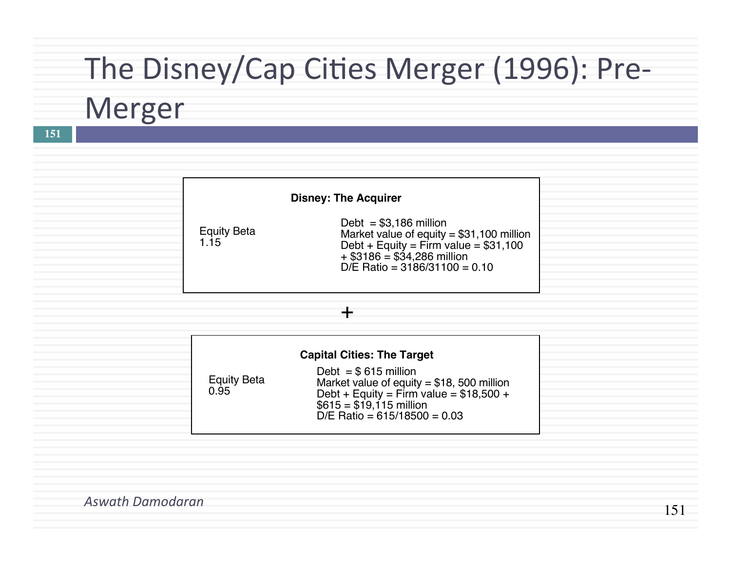# The Disney/Cap Cities Merger (1996): Pre-Merger

**Disney: The Acquirer**

Equity Beta
1.15

Debt = $3,186 million
Market value of equity = $31,100 million
Debt + Equity = Firm value = $31,100 + $3186 = $34,286 million
D/E Ratio = 3186/31100 = 0.10

+

**Capital Cities: The Target**

Equity Beta
0.95

Debt = $ 615 million
Market value of equity = $18, 500 million
Debt + Equity = Firm value = $18,500 + $615 = $19,115 million
D/E Ratio = 615/18500 = 0.03

*Aswath Damodaran*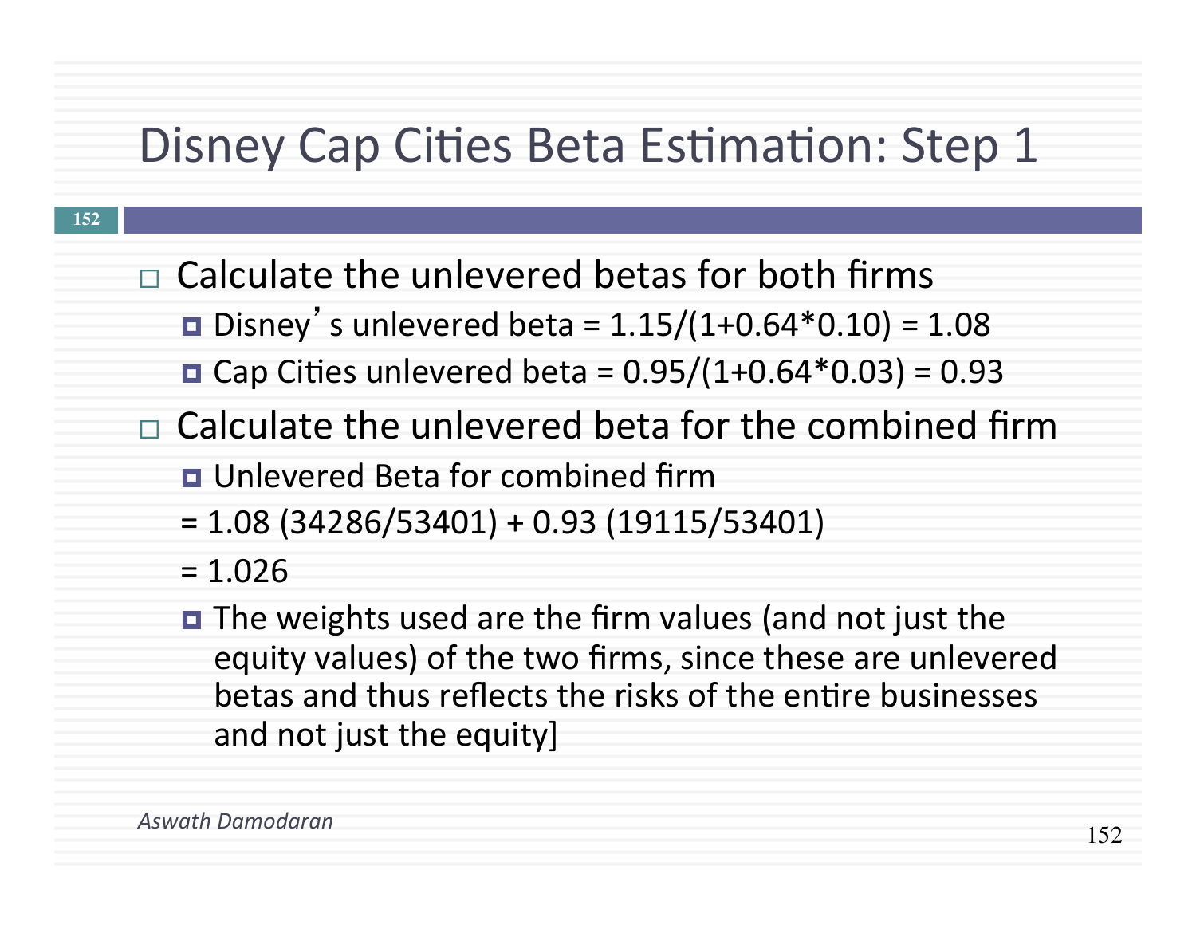# Disney Cap Cities Beta Estimation: Step 1

- Calculate the unlevered betas for both firms
  - Disney's unlevered beta = 1.15/(1+0.64*0.10) = 1.08
  - Cap Cities unlevered beta = 0.95/(1+0.64*0.03) = 0.93
- Calculate the unlevered beta for the combined firm
  - Unlevered Beta for combined firm
  
    = 1.08 (34286/53401) + 0.93 (19115/53401)
  
    = 1.026
  - The weights used are the firm values (and not just the equity values) of the two firms, since these are unlevered betas and thus reflects the risks of the entire businesses and not just the equity]

*Aswath Damodaran*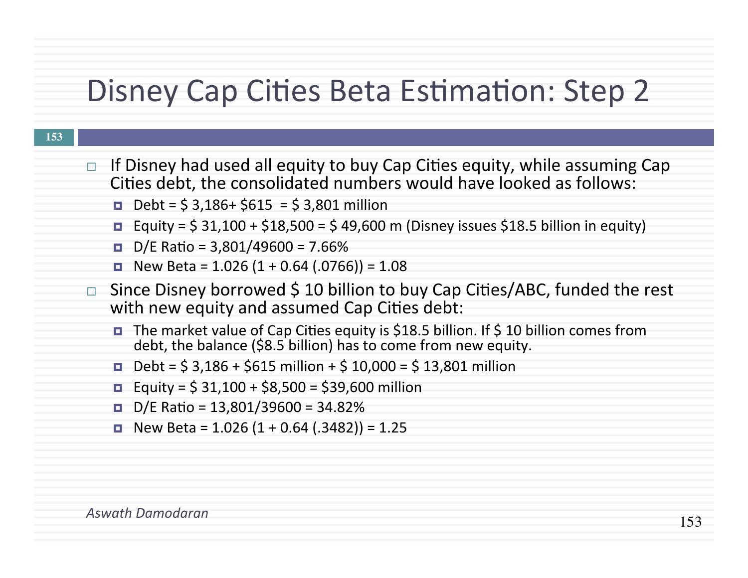# Disney Cap Cities Beta Estimation: Step 2

- If Disney had used all equity to buy Cap Cities equity, while assuming Cap Cities debt, the consolidated numbers would have looked as follows:
  - Debt = $ 3,186+ $615  = $ 3,801 million
  - Equity = $ 31,100 + $18,500 = $ 49,600 m (Disney issues $18.5 billion in equity)
  - D/E Ratio = 3,801/49600 = 7.66%
  - New Beta = 1.026 (1 + 0.64 (.0766)) = 1.08
- Since Disney borrowed $ 10 billion to buy Cap Cities/ABC, funded the rest with new equity and assumed Cap Cities debt:
  - The market value of Cap Cities equity is $18.5 billion. If $ 10 billion comes from debt, the balance ($8.5 billion) has to come from new equity.
  - Debt = $ 3,186 + $615 million + $ 10,000 = $ 13,801 million
  - Equity = $ 31,100 + $8,500 = $39,600 million
  - D/E Ratio = 13,801/39600 = 34.82%
  - New Beta = 1.026 (1 + 0.64 (.3482)) = 1.25

*Aswath Damodaran*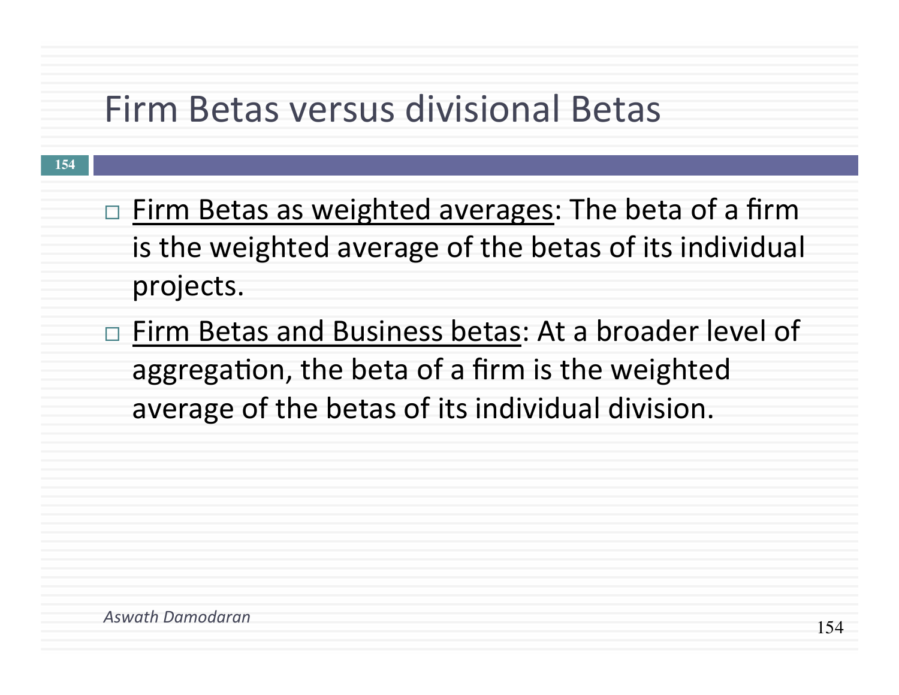# Firm Betas versus divisional Betas

- Firm Betas as weighted averages: The beta of a firm is the weighted average of the betas of its individual projects.
- Firm Betas and Business betas: At a broader level of aggregation, the beta of a firm is the weighted average of the betas of its individual division.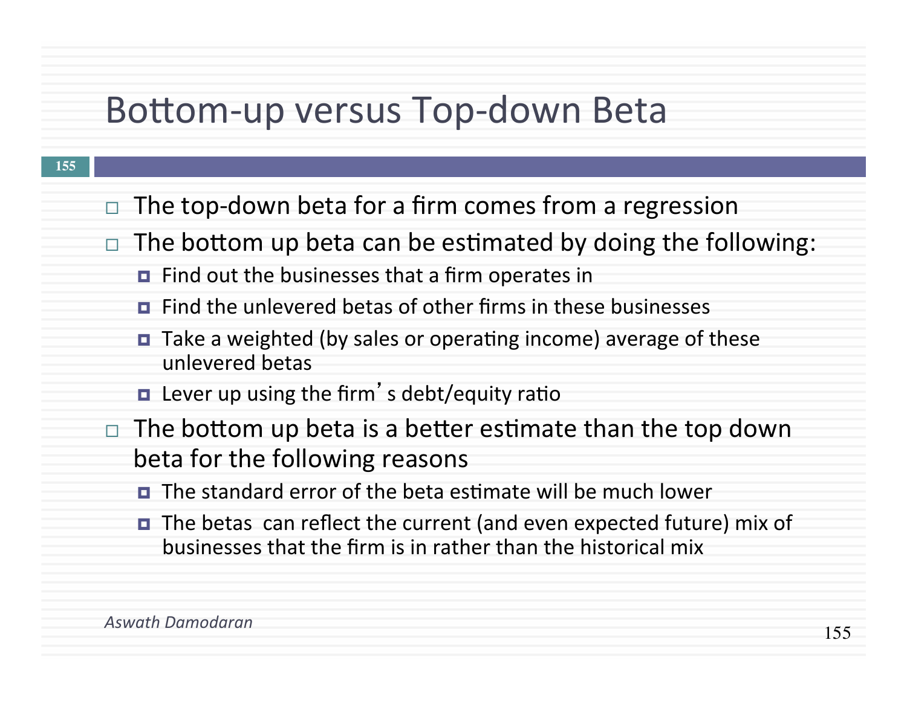# Bottom-up versus Top-down Beta

- The top-down beta for a firm comes from a regression
- The bottom up beta can be estimated by doing the following:
  - Find out the businesses that a firm operates in
  - Find the unlevered betas of other firms in these businesses
  - Take a weighted (by sales or operating income) average of these unlevered betas
  - Lever up using the firm's debt/equity ratio
- The bottom up beta is a better estimate than the top down beta for the following reasons
  - The standard error of the beta estimate will be much lower
  - The betas can reflect the current (and even expected future) mix of businesses that the firm is in rather than the historical mix

*Aswath Damodaran*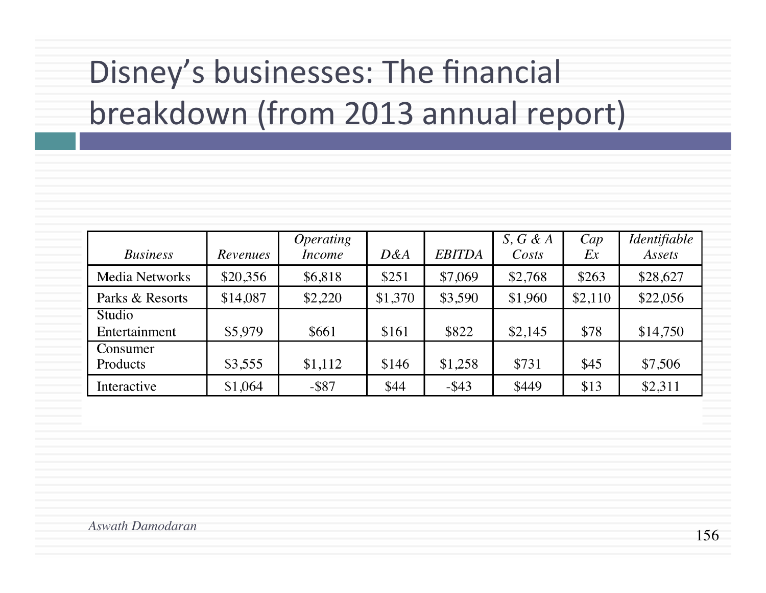# Disney's businesses: The financial breakdown (from 2013 annual report)

| *Business* | *Revenues* | *Operating Income* | *D&A* | *EBITDA* | *S, G & A Costs* | *Cap Ex* | *Identifiable Assets* |
|---|---|---|---|---|---|---|---|
| Media Networks | $20,356 | $6,818 | $251 | $7,069 | $2,768 | $263 | $28,627 |
| Parks & Resorts | $14,087 | $2,220 | $1,370 | $3,590 | $1,960 | $2,110 | $22,056 |
| Studio Entertainment | $5,979 | $661 | $161 | $822 | $2,145 | $78 | $14,750 |
| Consumer Products | $3,555 | $1,112 | $146 | $1,258 | $731 | $45 | $7,506 |
| Interactive | $1,064 | -$87 | $44 | -$43 | $449 | $13 | $2,311 |

*Aswath Damodaran*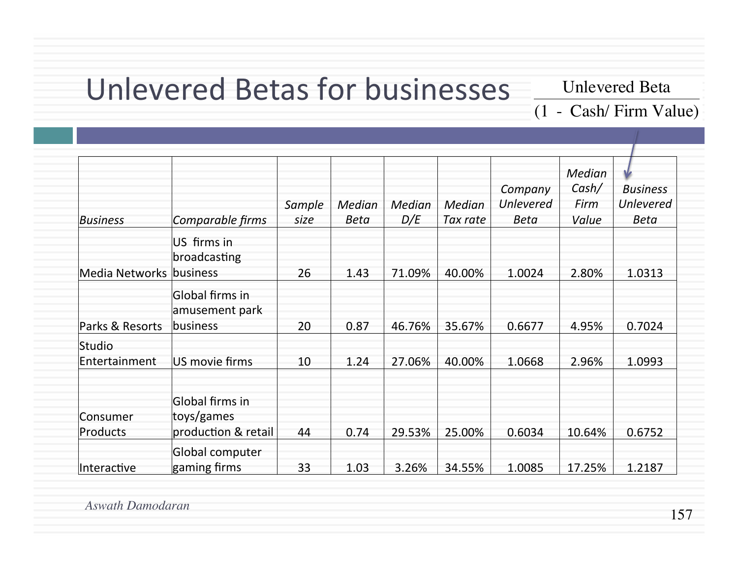# Unlevered Betas for businesses

$$\frac{\text{Unlevered Beta}}{(1 - \text{Cash/ Firm Value})}$$

| *Business* | *Comparable firms* | *Sample size* | *Median Beta* | *Median D/E* | *Median Tax rate* | *Company Unlevered Beta* | *Median Cash/ Firm Value* | *Business Unlevered Beta* |
|---|---|---|---|---|---|---|---|---|
| Media Networks | US firms in broadcasting business | 26 | 1.43 | 71.09% | 40.00% | 1.0024 | 2.80% | 1.0313 |
| Parks & Resorts | Global firms in amusement park business | 20 | 0.87 | 46.76% | 35.67% | 0.6677 | 4.95% | 0.7024 |
| Studio Entertainment | US movie firms | 10 | 1.24 | 27.06% | 40.00% | 1.0668 | 2.96% | 1.0993 |
| Consumer Products | Global firms in toys/games production & retail | 44 | 0.74 | 29.53% | 25.00% | 0.6034 | 10.64% | 0.6752 |
| Interactive | Global computer gaming firms | 33 | 1.03 | 3.26% | 34.55% | 1.0085 | 17.25% | 1.2187 |

*Aswath Damodaran*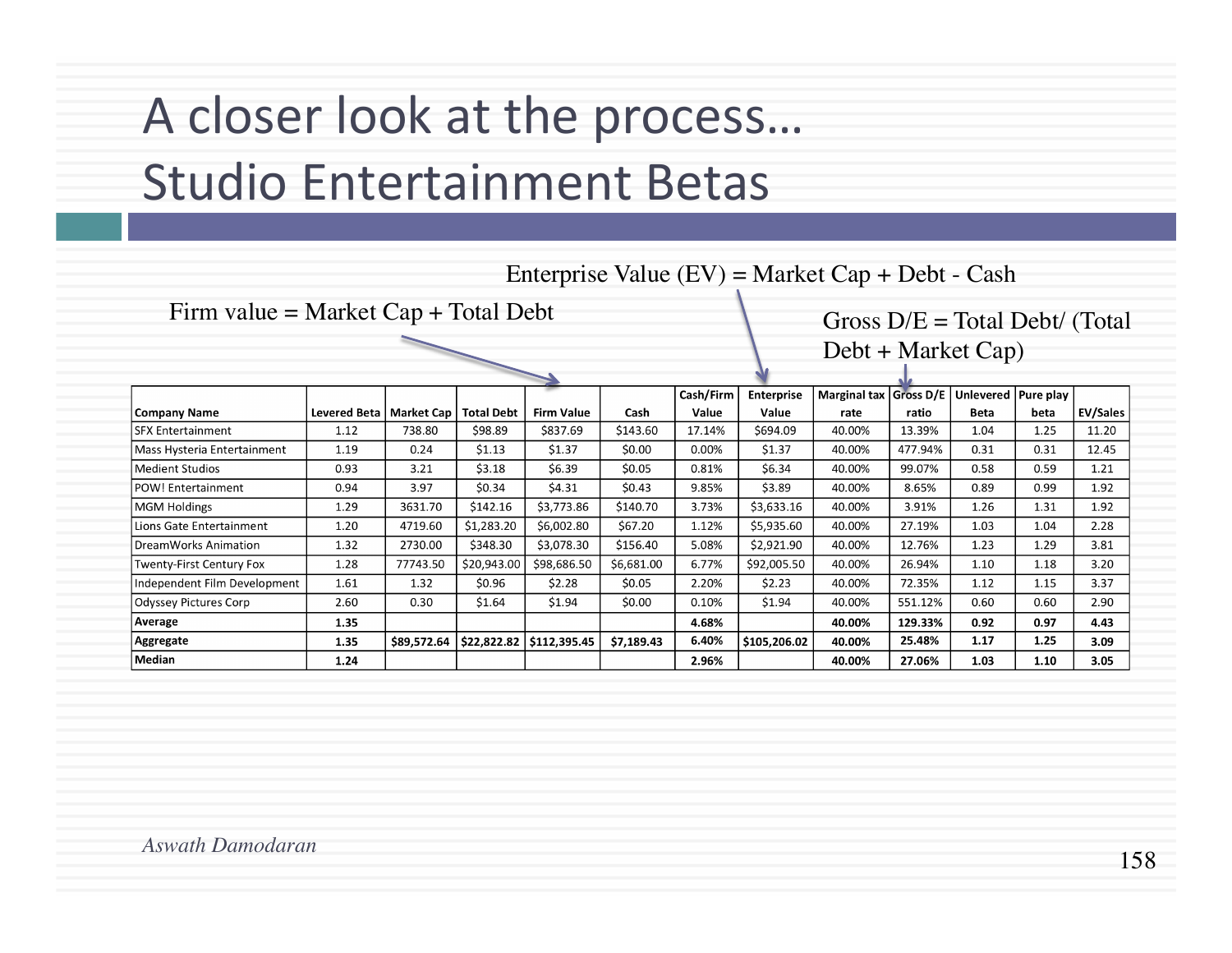# A closer look at the process… Studio Entertainment Betas

Firm value = Market Cap + Total Debt

Enterprise Value (EV) = Market Cap + Debt - Cash

Gross D/E = Total Debt/ (Total Debt + Market Cap)

| Company Name | Levered Beta | Market Cap | Total Debt | Firm Value | Cash | Cash/Firm Value | Enterprise Value | Marginal tax rate | Gross D/E ratio | Unlevered Beta | Pure play beta | EV/Sales |
|---|---|---|---|---|---|---|---|---|---|---|---|---|
| SFX Entertainment | 1.12 | 738.80 | $98.89 | $837.69 | $143.60 | 17.14% | $694.09 | 40.00% | 13.39% | 1.04 | 1.25 | 11.20 |
| Mass Hysteria Entertainment | 1.19 | 0.24 | $1.13 | $1.37 | $0.00 | 0.00% | $1.37 | 40.00% | 477.94% | 0.31 | 0.31 | 12.45 |
| Medient Studios | 0.93 | 3.21 | $3.18 | $6.39 | $0.05 | 0.81% | $6.34 | 40.00% | 99.07% | 0.58 | 0.59 | 1.21 |
| POW! Entertainment | 0.94 | 3.97 | $0.34 | $4.31 | $0.43 | 9.85% | $3.89 | 40.00% | 8.65% | 0.89 | 0.99 | 1.92 |
| MGM Holdings | 1.29 | 3631.70 | $142.16 | $3,773.86 | $140.70 | 3.73% | $3,633.16 | 40.00% | 3.91% | 1.26 | 1.31 | 1.92 |
| Lions Gate Entertainment | 1.20 | 4719.60 | $1,283.20 | $6,002.80 | $67.20 | 1.12% | $5,935.60 | 40.00% | 27.19% | 1.03 | 1.04 | 2.28 |
| DreamWorks Animation | 1.32 | 2730.00 | $348.30 | $3,078.30 | $156.40 | 5.08% | $2,921.90 | 40.00% | 12.76% | 1.23 | 1.29 | 3.81 |
| Twenty-First Century Fox | 1.28 | 77743.50 | $20,943.00 | $98,686.50 | $6,681.00 | 6.77% | $92,005.50 | 40.00% | 26.94% | 1.10 | 1.18 | 3.20 |
| Independent Film Development | 1.61 | 1.32 | $0.96 | $2.28 | $0.05 | 2.20% | $2.23 | 40.00% | 72.35% | 1.12 | 1.15 | 3.37 |
| Odyssey Pictures Corp | 2.60 | 0.30 | $1.64 | $1.94 | $0.00 | 0.10% | $1.94 | 40.00% | 551.12% | 0.60 | 0.60 | 2.90 |
| **Average** | **1.35** | | | | | **4.68%** | | **40.00%** | **129.33%** | **0.92** | **0.97** | **4.43** |
| **Aggregate** | **1.35** | **$89,572.64** | **$22,822.82** | **$112,395.45** | **$7,189.43** | **6.40%** | **$105,206.02** | **40.00%** | **25.48%** | **1.17** | **1.25** | **3.09** |
| **Median** | **1.24** | | | | | **2.96%** | | **40.00%** | **27.06%** | **1.03** | **1.10** | **3.05** |

*Aswath Damodaran*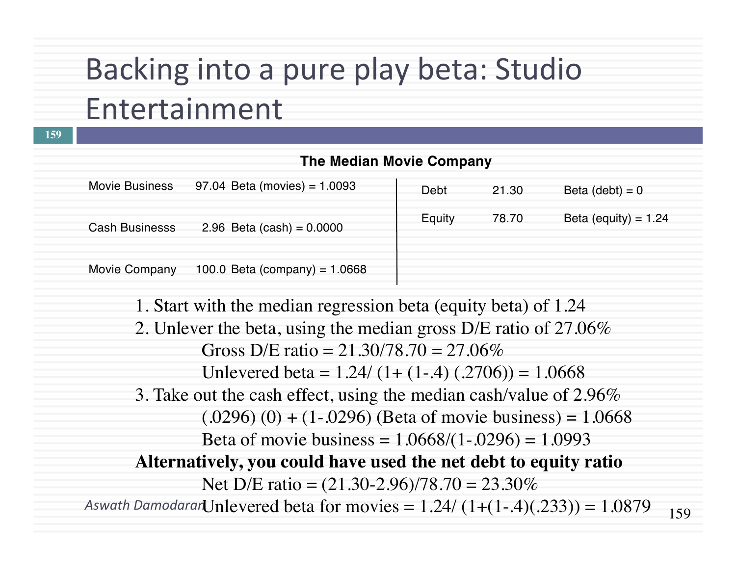# Backing into a pure play beta: Studio Entertainment

**The Median Movie Company**

| | | | | | |
|---|---|---|---|---|---|
| Movie Business | 97.04 Beta (movies) = 1.0093 | Debt | 21.30 | Beta (debt) = 0 |
| Cash Businesss | 2.96 Beta (cash) = 0.0000 | Equity | 78.70 | Beta (equity) = 1.24 |
| Movie Company | 100.0 Beta (company) = 1.0668 | | | |

1. Start with the median regression beta (equity beta) of 1.24
2. Unlever the beta, using the median gross D/E ratio of 27.06%
   - Gross D/E ratio = 21.30/78.70 = 27.06%
   - Unlevered beta = 1.24/ (1+ (1-.4) (.2706)) = 1.0668
3. Take out the cash effect, using the median cash/value of 2.96%
   - (.0296) (0) + (1-.0296) (Beta of movie business) = 1.0668
   - Beta of movie business = 1.0668/(1-.0296) = 1.0993

**Alternatively, you could have used the net debt to equity ratio**

- Net D/E ratio = (21.30-2.96)/78.70 = 23.30%
- Unlevered beta for movies = 1.24/ (1+(1-.4)(.233)) = 1.0879